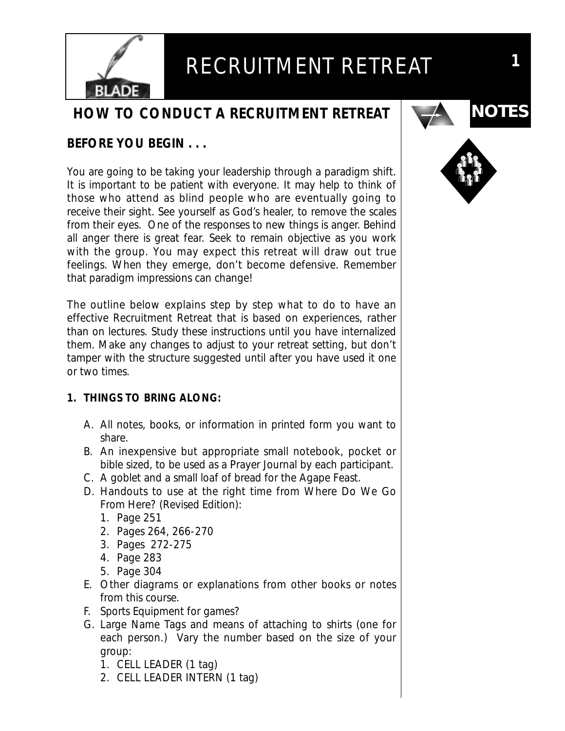# RECRUITMENT RETREAT

## HOW TO CONDUCT A RECRUITMENT RETREAT

NOTES

### BEFORE YOU BEGIN . . .

You are going to be taking your leadership through a paradigm shift. It is important to be patient with everyone. It may help to think of those who attend as blind people who are eventually going to receive their sight. See yourself as God's healer, to remove the scales from their eyes. One of the responses to new things is anger. Behind all anger there is great fear. Seek to remain objective as you work with the group. You may expect this retreat will draw out true feelings. When they emerge, don't become defensive. Remember that paradigm impressions can change!

The outline below explains step by step what to do to have an effective Recruitment Retreat that is based on experiences, rather than on lectures. Study these instructions until you have internalized them. Make any changes to adjust to your retreat setting, but don't tamper with the structure suggested until after you have used it one or two times.

**1. THINGS TO BRING ALONG:**

A. All notes, books, or information in printed form you want to share.
B. An inexpensive but appropriate small notebook, pocket or bible sized, to be used as a Prayer Journal by each participant.
C. A goblet and a small loaf of bread for the Agape Feast.
D. Handouts to use at the right time from Where Do We Go From Here? (Revised Edition):
   1. Page 251
   2. Pages 264, 266-270
   3. Pages 272-275
   4. Page 283
   5. Page 304
E. Other diagrams or explanations from other books or notes from this course.
F. Sports Equipment for games?
G. Large Name Tags and means of attaching to shirts (one for each person.) Vary the number based on the size of your group:
   1. CELL LEADER (1 tag)
   2. CELL LEADER INTERN (1 tag)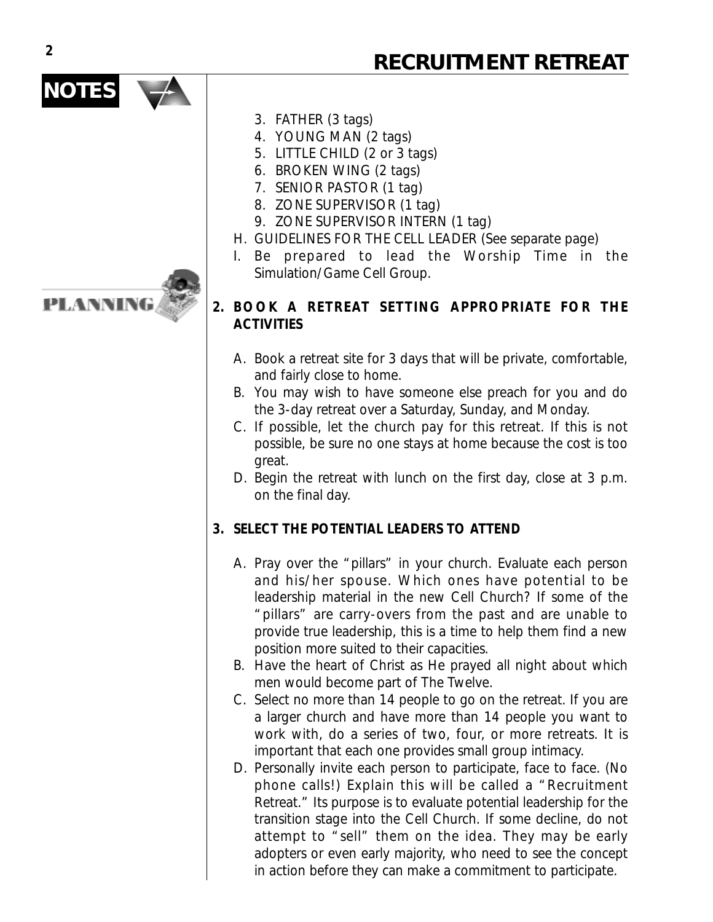## RECRUITMENT RETREAT

NOTES

3. FATHER (3 tags)
4. YOUNG MAN (2 tags)
5. LITTLE CHILD (2 or 3 tags)
6. BROKEN WING (2 tags)
7. SENIOR PASTOR (1 tag)
8. ZONE SUPERVISOR (1 tag)
9. ZONE SUPERVISOR INTERN (1 tag)

H. GUIDELINES FOR THE CELL LEADER (See separate page)

I. Be prepared to lead the Worship Time in the Simulation/Game Cell Group.

PLANNING

**2. BOOK A RETREAT SETTING APPROPRIATE FOR THE ACTIVITIES**

A. Book a retreat site for 3 days that will be private, comfortable, and fairly close to home.

B. You may wish to have someone else preach for you and do the 3-day retreat over a Saturday, Sunday, and Monday.

C. If possible, let the church pay for this retreat. If this is not possible, be sure no one stays at home because the cost is too great.

D. Begin the retreat with lunch on the first day, close at 3 p.m. on the final day.

**3. SELECT THE POTENTIAL LEADERS TO ATTEND**

A. Pray over the "pillars" in your church. Evaluate each person and his/her spouse. Which ones have potential to be leadership material in the new Cell Church? If some of the "pillars" are carry-overs from the past and are unable to provide true leadership, this is a time to help them find a new position more suited to their capacities.

B. Have the heart of Christ as He prayed all night about which men would become part of The Twelve.

C. Select no more than 14 people to go on the retreat. If you are a larger church and have more than 14 people you want to work with, do a series of two, four, or more retreats. It is important that each one provides small group intimacy.

D. Personally invite each person to participate, face to face. (No phone calls!) Explain this will be called a "Recruitment Retreat." Its purpose is to evaluate potential leadership for the transition stage into the Cell Church. If some decline, do not attempt to "sell" them on the idea. They may be early adopters or even early majority, who need to see the concept in action before they can make a commitment to participate.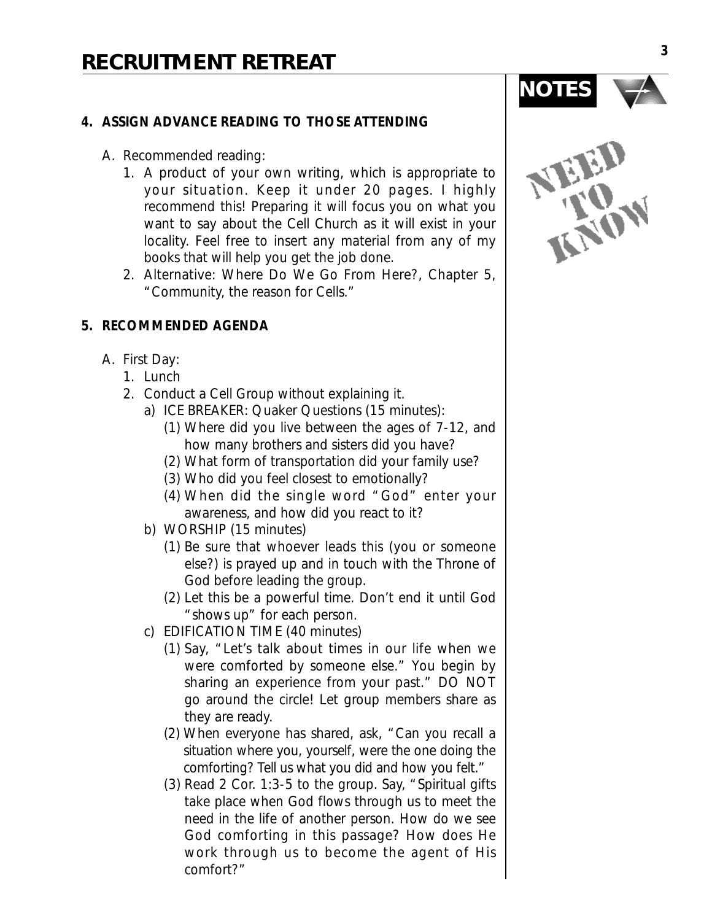# RECRUITMENT RETREAT

**NOTES**

NEED TO KNOW

**4. ASSIGN ADVANCE READING TO THOSE ATTENDING**

A. Recommended reading:

1. A product of your own writing, which is appropriate to your situation. Keep it under 20 pages. I highly recommend this! Preparing it will focus you on what you want to say about the Cell Church as it will exist in your locality. Feel free to insert any material from any of my books that will help you get the job done.
2. Alternative: Where Do We Go From Here?, Chapter 5, "Community, the reason for Cells."

**5. RECOMMENDED AGENDA**

A. First Day:

1. Lunch
2. Conduct a Cell Group without explaining it.
   a) ICE BREAKER: Quaker Questions (15 minutes):
      (1) Where did you live between the ages of 7-12, and how many brothers and sisters did you have?
      (2) What form of transportation did your family use?
      (3) Who did you feel closest to emotionally?
      (4) When did the single word "God" enter your awareness, and how did you react to it?
   b) WORSHIP (15 minutes)
      (1) Be sure that whoever leads this (you or someone else?) is prayed up and in touch with the Throne of God before leading the group.
      (2) Let this be a powerful time. Don't end it until God "shows up" for each person.
   c) EDIFICATION TIME (40 minutes)
      (1) Say, "Let's talk about times in our life when we were comforted by someone else." You begin by sharing an experience from your past." DO NOT go around the circle! Let group members share as they are ready.
      (2) When everyone has shared, ask, "Can you recall a situation where you, yourself, were the one doing the comforting? Tell us what you did and how you felt."
      (3) Read 2 Cor. 1:3-5 to the group. Say, "Spiritual gifts take place when God flows through us to meet the need in the life of another person. How do we see God comforting in this passage? How does He work through us to become the agent of His comfort?"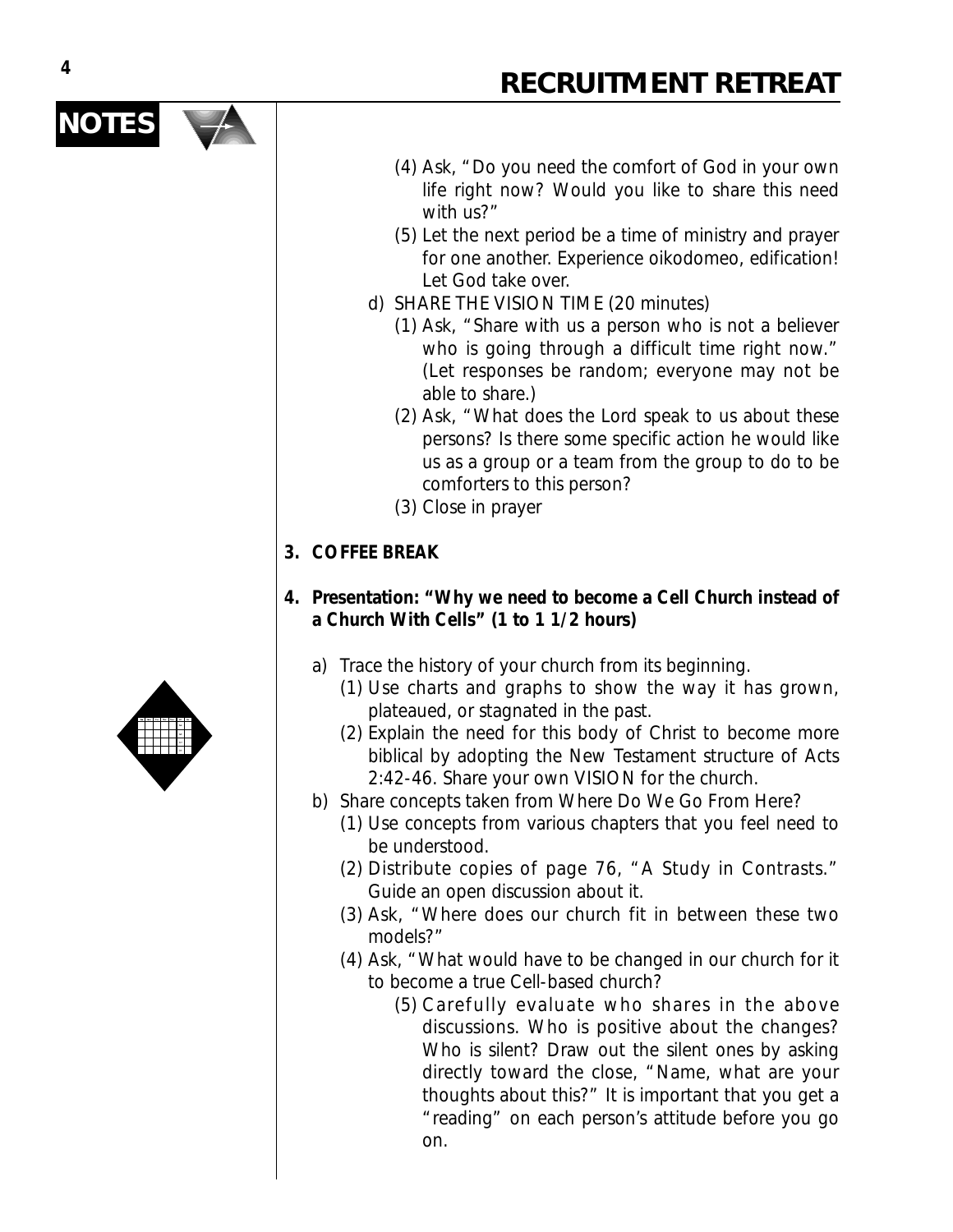(4) Ask, "Do you need the comfort of God in your own life right now? Would you like to share this need with us?"

(5) Let the next period be a time of ministry and prayer for one another. Experience oikodomeo, edification! Let God take over.

d) SHARE THE VISION TIME (20 minutes)

(1) Ask, "Share with us a person who is not a believer who is going through a difficult time right now." (Let responses be random; everyone may not be able to share.)

(2) Ask, "What does the Lord speak to us about these persons? Is there some specific action he would like us as a group or a team from the group to do to be comforters to this person?

(3) Close in prayer

**3. COFFEE BREAK**

**4. Presentation: "Why we need to become a Cell Church instead of a Church With Cells" (1 to 1 1/2 hours)**

a) Trace the history of your church from its beginning.

(1) Use charts and graphs to show the way it has grown, plateaued, or stagnated in the past.

(2) Explain the need for this body of Christ to become more biblical by adopting the New Testament structure of Acts 2:42-46. Share your own VISION for the church.

b) Share concepts taken from Where Do We Go From Here?

(1) Use concepts from various chapters that you feel need to be understood.

(2) Distribute copies of page 76, "A Study in Contrasts." Guide an open discussion about it.

(3) Ask, "Where does our church fit in between these two models?"

(4) Ask, "What would have to be changed in our church for it to become a true Cell-based church?

(5) Carefully evaluate who shares in the above discussions. Who is positive about the changes? Who is silent? Draw out the silent ones by asking directly toward the close, "Name, what are your thoughts about this?" It is important that you get a "reading" on each person's attitude before you go on.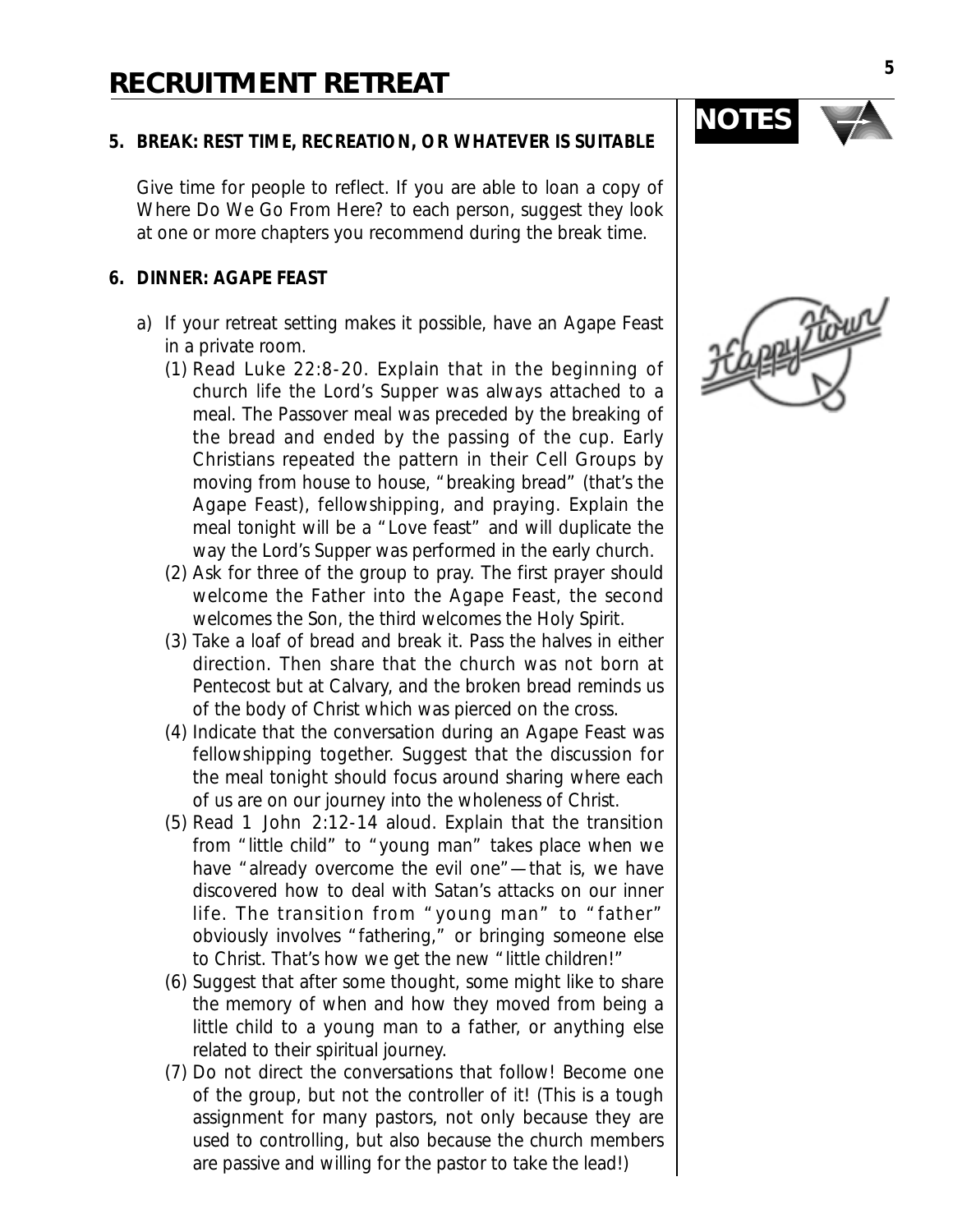# RECRUITMENT RETREAT

NOTES

**5. BREAK: REST TIME, RECREATION, OR WHATEVER IS SUITABLE**

Give time for people to reflect. If you are able to loan a copy of *Where Do We Go From Here?* to each person, suggest they look at one or more chapters you recommend during the break time.

**6. DINNER: AGAPE FEAST**

a) If your retreat setting makes it possible, have an Agape Feast in a private room.

(1) Read Luke 22:8-20. Explain that in the beginning of church life the Lord's Supper was always attached to a meal. The Passover meal was preceded by the breaking of the bread and ended by the passing of the cup. Early Christians repeated the pattern in their Cell Groups by moving from house to house, "breaking bread" (that's the Agape Feast), fellowshipping, and praying. Explain the meal tonight will be a "Love feast" and will duplicate the way the Lord's Supper was performed in the early church.

(2) Ask for three of the group to pray. The first prayer should welcome the Father into the Agape Feast, the second welcomes the Son, the third welcomes the Holy Spirit.

(3) Take a loaf of bread and break it. Pass the halves in either direction. Then share that the church was not born at Pentecost but at Calvary, and the broken bread reminds us of the body of Christ which was pierced on the cross.

(4) Indicate that the conversation during an Agape Feast was fellowshipping together. Suggest that the discussion for the meal tonight should focus around sharing where each of us are on our journey into the wholeness of Christ.

(5) Read 1 John 2:12-14 aloud. Explain that the transition from "little child" to "young man" takes place when we have "already overcome the evil one"—that is, we have discovered how to deal with Satan's attacks on our inner life. The transition from "young man" to "father" obviously involves "fathering," or bringing someone else to Christ. That's how we get the new "little children!"

(6) Suggest that after some thought, some might like to share the memory of when and how they moved from being a little child to a young man to a father, or anything else related to their spiritual journey.

(7) Do not direct the conversations that follow! Become one of the group, but not the controller of it! (This is a tough assignment for many pastors, not only because they are used to controlling, but also because the church members are passive and willing for the pastor to take the lead!)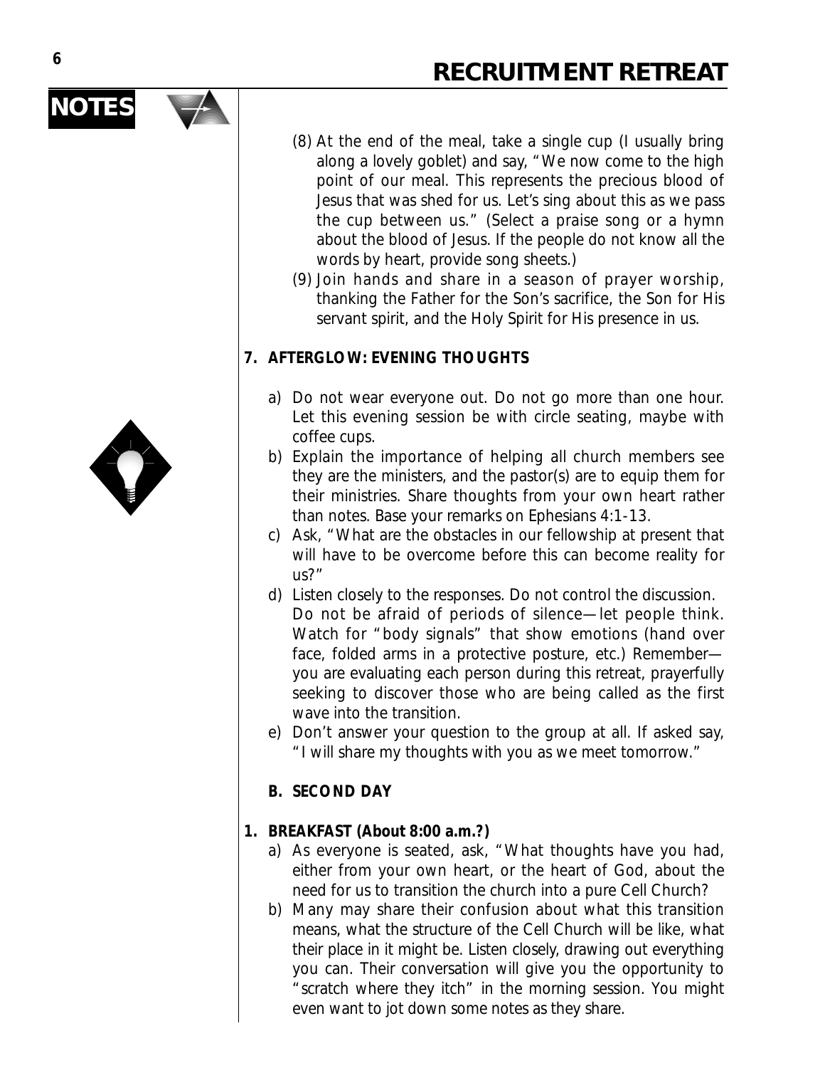(8) At the end of the meal, take a single cup (I usually bring along a lovely goblet) and say, "We now come to the high point of our meal. This represents the precious blood of Jesus that was shed for us. Let's sing about this as we pass the cup between us." (Select a praise song or a hymn about the blood of Jesus. If the people do not know all the words by heart, provide song sheets.)

(9) Join hands and share in a season of prayer worship, thanking the Father for the Son's sacrifice, the Son for His servant spirit, and the Holy Spirit for His presence in us.

**7. AFTERGLOW: EVENING THOUGHTS**

a) Do not wear everyone out. Do not go more than one hour. Let this evening session be with circle seating, maybe with coffee cups.

b) Explain the importance of helping all church members see they are the ministers, and the pastor(s) are to equip them for their ministries. Share thoughts from your own heart rather than notes. Base your remarks on Ephesians 4:1-13.

c) Ask, "What are the obstacles in our fellowship at present that will have to be overcome before this can become reality for us?"

d) Listen closely to the responses. Do not control the discussion. Do not be afraid of periods of silence—let people think. Watch for "body signals" that show emotions (hand over face, folded arms in a protective posture, etc.) Remember—you are evaluating each person during this retreat, prayerfully seeking to discover those who are being called as the first wave into the transition.

e) Don't answer your question to the group at all. If asked say, "I will share my thoughts with you as we meet tomorrow."

**B. SECOND DAY**

**1. BREAKFAST (About 8:00 a.m.?)**

a) As everyone is seated, ask, "What thoughts have you had, either from your own heart, or the heart of God, about the need for us to transition the church into a pure Cell Church?

b) Many may share their confusion about what this transition means, what the structure of the Cell Church will be like, what their place in it might be. Listen closely, drawing out everything you can. Their conversation will give you the opportunity to "scratch where they itch" in the morning session. You might even want to jot down some notes as they share.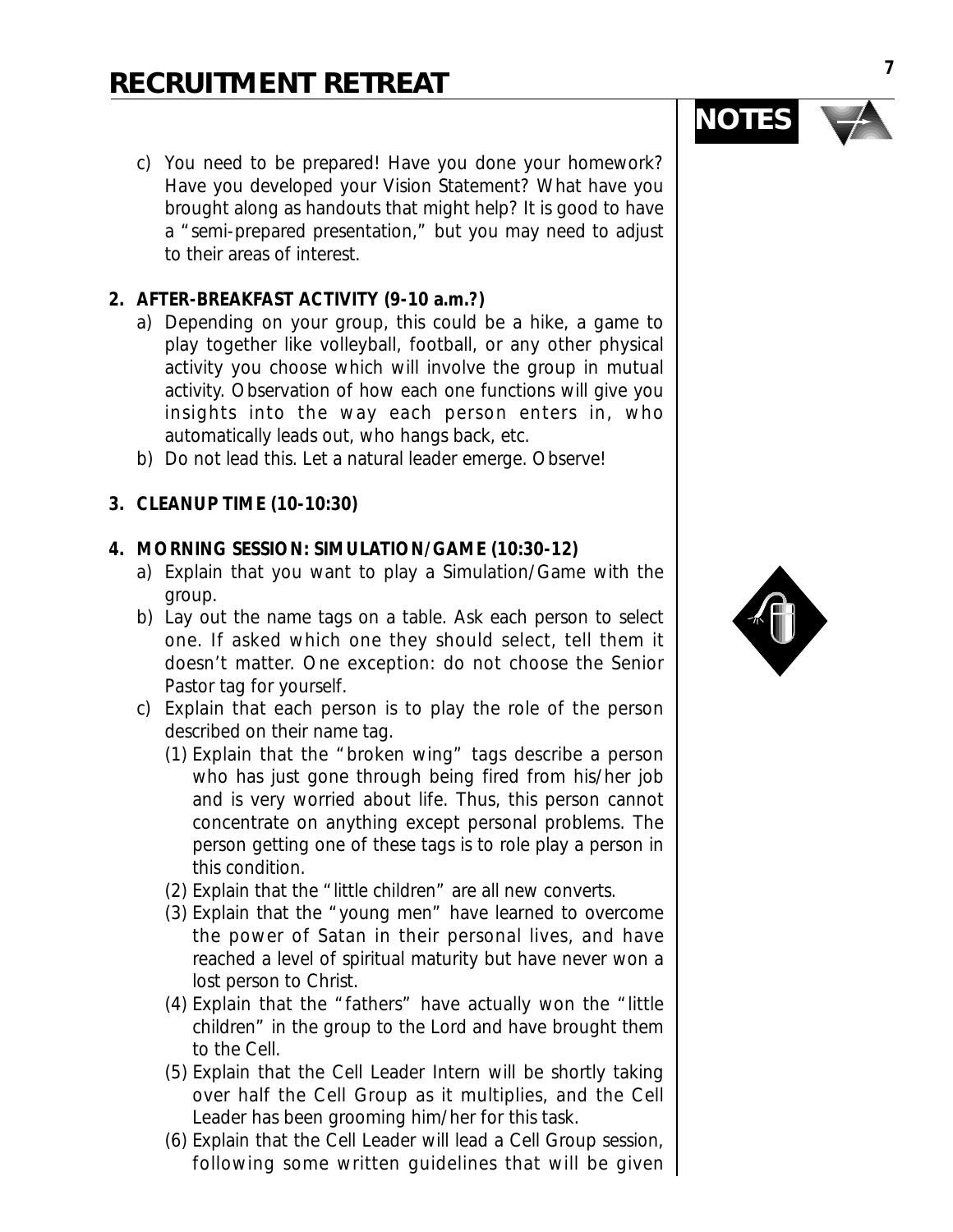c) You need to be prepared! Have you done your homework? Have you developed your Vision Statement? What have you brought along as handouts that might help? It is good to have a "semi-prepared presentation," but you may need to adjust to their areas of interest.

**2. AFTER-BREAKFAST ACTIVITY (9-10 a.m.?)**

a) Depending on your group, this could be a hike, a game to play together like volleyball, football, or any other physical activity you choose which will involve the group in mutual activity. Observation of how each one functions will give you insights into the way each person enters in, who automatically leads out, who hangs back, etc.

b) Do not lead this. Let a natural leader emerge. Observe!

**3. CLEANUP TIME (10-10:30)**

**4. MORNING SESSION: SIMULATION/GAME (10:30-12)**

a) Explain that you want to play a Simulation/Game with the group.

b) Lay out the name tags on a table. Ask each person to select one. If asked which one they should select, tell them it doesn't matter. One exception: do not choose the Senior Pastor tag for yourself.

c) Explain that each person is to play the role of the person described on their name tag.

(1) Explain that the "broken wing" tags describe a person who has just gone through being fired from his/her job and is very worried about life. Thus, this person cannot concentrate on anything except personal problems. The person getting one of these tags is to role play a person in this condition.

(2) Explain that the "little children" are all new converts.

(3) Explain that the "young men" have learned to overcome the power of Satan in their personal lives, and have reached a level of spiritual maturity but have never won a lost person to Christ.

(4) Explain that the "fathers" have actually won the "little children" in the group to the Lord and have brought them to the Cell.

(5) Explain that the Cell Leader Intern will be shortly taking over half the Cell Group as it multiplies, and the Cell Leader has been grooming him/her for this task.

(6) Explain that the Cell Leader will lead a Cell Group session, following some written guidelines that will be given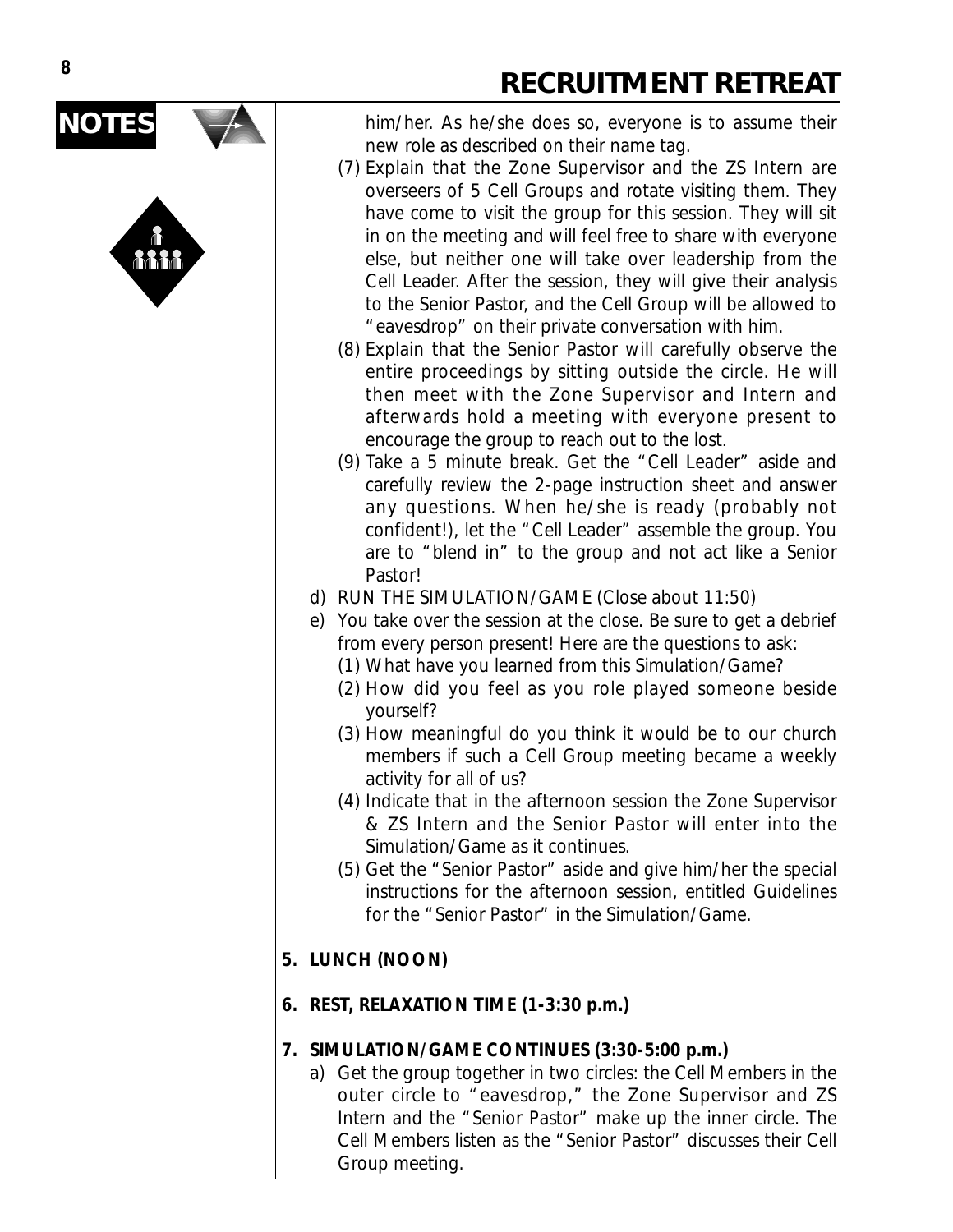## RECRUITMENT RETREAT

**NOTES**

him/her. As he/she does so, everyone is to assume their new role as described on their name tag.

(7) Explain that the Zone Supervisor and the ZS Intern are overseers of 5 Cell Groups and rotate visiting them. They have come to visit the group for this session. They will sit in on the meeting and will feel free to share with everyone else, but neither one will take over leadership from the Cell Leader. After the session, they will give their analysis to the Senior Pastor, and the Cell Group will be allowed to "eavesdrop" on their private conversation with him.

(8) Explain that the Senior Pastor will carefully observe the entire proceedings by sitting outside the circle. He will then meet with the Zone Supervisor and Intern and afterwards hold a meeting with everyone present to encourage the group to reach out to the lost.

(9) Take a 5 minute break. Get the "Cell Leader" aside and carefully review the 2-page instruction sheet and answer any questions. When he/she is ready (probably not confident!), let the "Cell Leader" assemble the group. You are to "blend in" to the group and not act like a Senior Pastor!

d) RUN THE SIMULATION/GAME (Close about 11:50)

e) You take over the session at the close. Be sure to get a debrief from every person present! Here are the questions to ask:

(1) What have you learned from this Simulation/Game?

(2) How did you feel as you role played someone beside yourself?

(3) How meaningful do you think it would be to our church members if such a Cell Group meeting became a weekly activity for all of us?

(4) Indicate that in the afternoon session the Zone Supervisor & ZS Intern and the Senior Pastor will enter into the Simulation/Game as it continues.

(5) Get the "Senior Pastor" aside and give him/her the special instructions for the afternoon session, entitled Guidelines for the "Senior Pastor" in the Simulation/Game.

**5. LUNCH (NOON)**

**6. REST, RELAXATION TIME (1-3:30 p.m.)**

**7. SIMULATION/GAME CONTINUES (3:30-5:00 p.m.)**

a) Get the group together in two circles: the Cell Members in the outer circle to "eavesdrop," the Zone Supervisor and ZS Intern and the "Senior Pastor" make up the inner circle. The Cell Members listen as the "Senior Pastor" discusses their Cell Group meeting.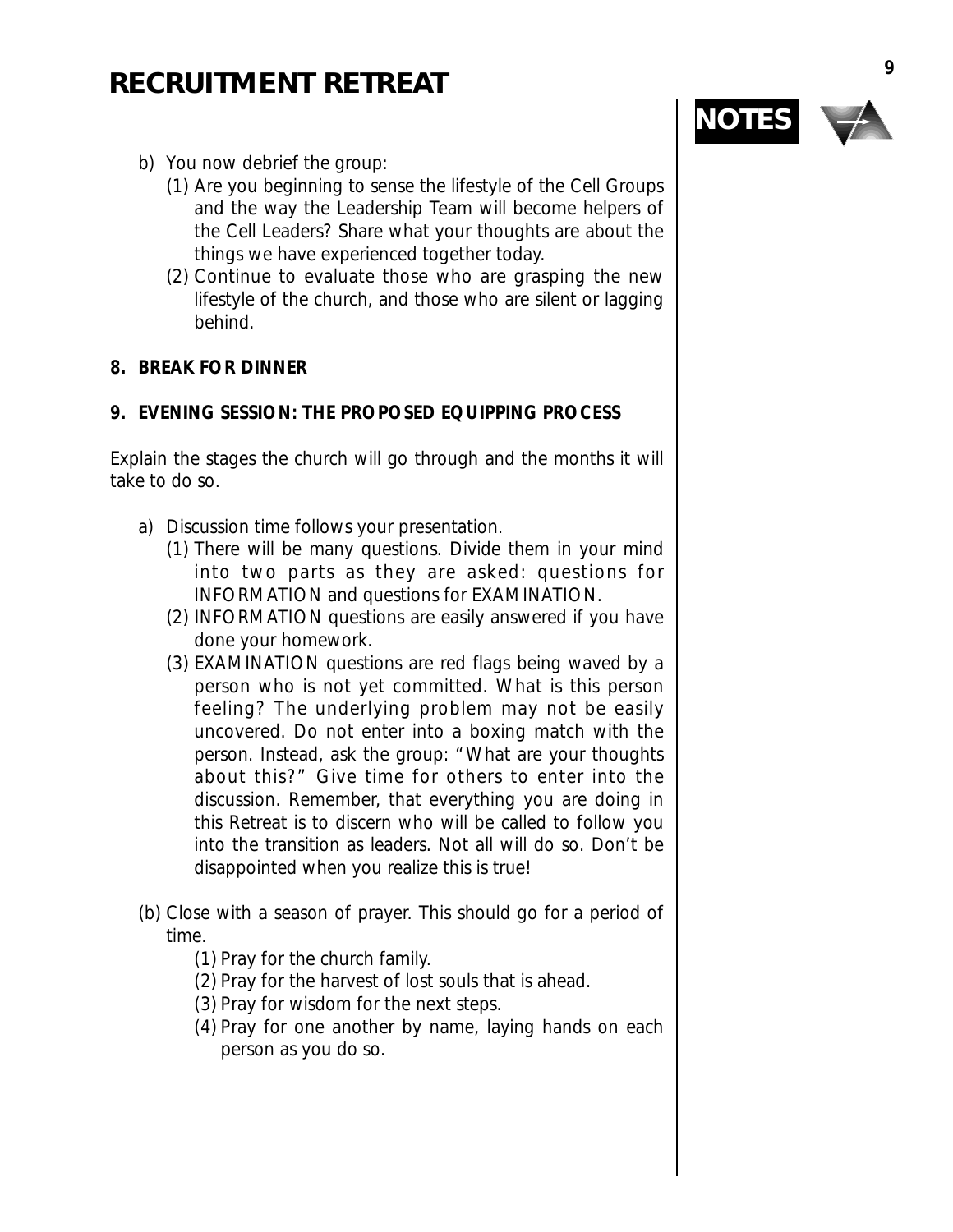b) You now debrief the group:
   (1) Are you beginning to sense the lifestyle of the Cell Groups and the way the Leadership Team will become helpers of the Cell Leaders? Share what your thoughts are about the things we have experienced together today.
   (2) Continue to evaluate those who are grasping the new lifestyle of the church, and those who are silent or lagging behind.

**8. BREAK FOR DINNER**

**9. EVENING SESSION: THE PROPOSED EQUIPPING PROCESS**

Explain the stages the church will go through and the months it will take to do so.

a) Discussion time follows your presentation.
   (1) There will be many questions. Divide them in your mind into two parts as they are asked: questions for INFORMATION and questions for EXAMINATION.
   (2) INFORMATION questions are easily answered if you have done your homework.
   (3) EXAMINATION questions are red flags being waved by a person who is not yet committed. What is this person feeling? The underlying problem may not be easily uncovered. Do not enter into a boxing match with the person. Instead, ask the group: "What are your thoughts about this?" Give time for others to enter into the discussion. Remember, that everything you are doing in this Retreat is to discern who will be called to follow you into the transition as leaders. Not all will do so. Don't be disappointed when you realize this is true!

(b) Close with a season of prayer. This should go for a period of time.
   (1) Pray for the church family.
   (2) Pray for the harvest of lost souls that is ahead.
   (3) Pray for wisdom for the next steps.
   (4) Pray for one another by name, laying hands on each person as you do so.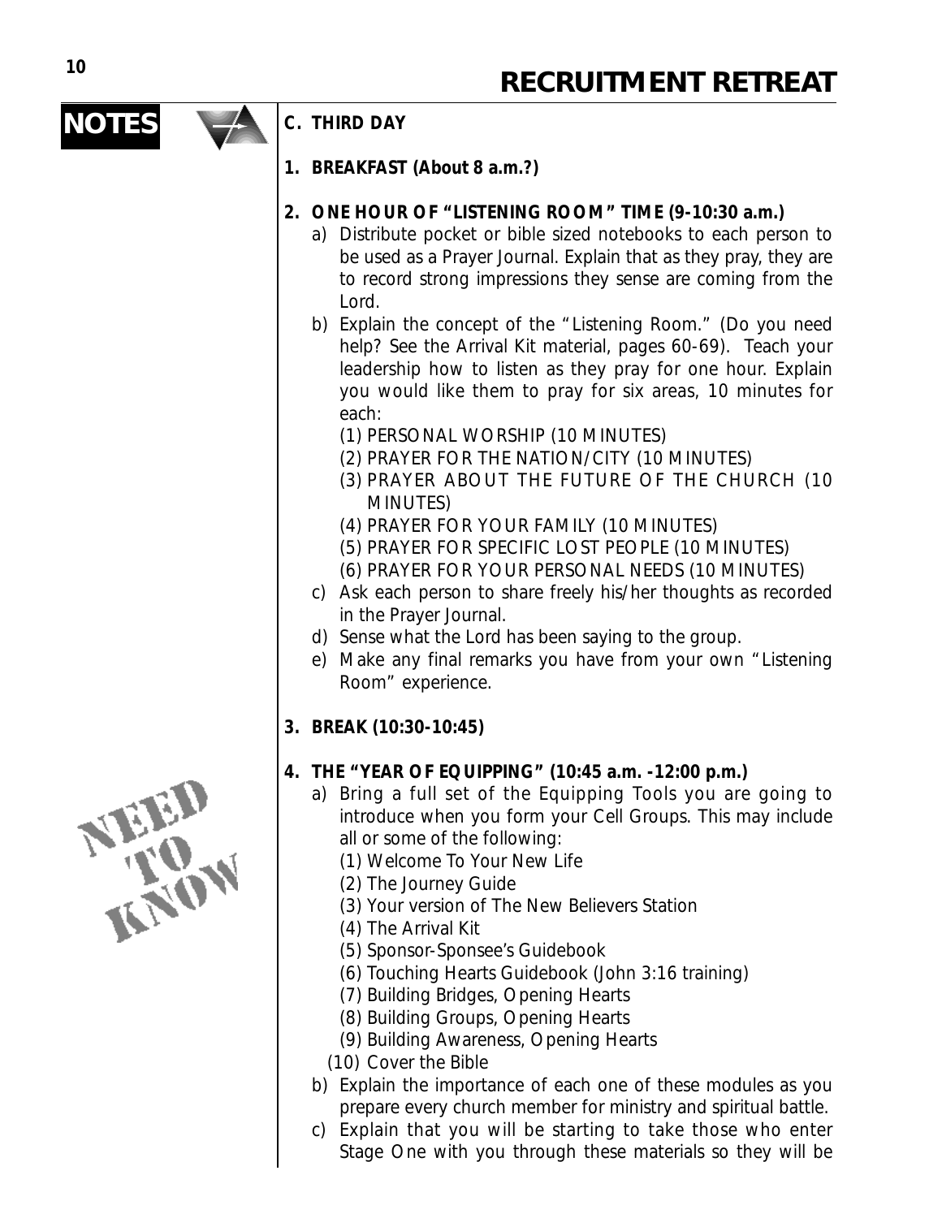# RECRUITMENT RETREAT

**NOTES**

## C. THIRD DAY

### 1. BREAKFAST (About 8 a.m.?)

### 2. ONE HOUR OF "LISTENING ROOM" TIME (9-10:30 a.m.)

a) Distribute pocket or bible sized notebooks to each person to be used as a Prayer Journal. Explain that as they pray, they are to record strong impressions they sense are coming from the Lord.

b) Explain the concept of the "Listening Room." (Do you need help? See the Arrival Kit material, pages 60-69). Teach your leadership how to listen as they pray for one hour. Explain you would like them to pray for six areas, 10 minutes for each:

(1) PERSONAL WORSHIP (10 MINUTES)
(2) PRAYER FOR THE NATION/CITY (10 MINUTES)
(3) PRAYER ABOUT THE FUTURE OF THE CHURCH (10 MINUTES)
(4) PRAYER FOR YOUR FAMILY (10 MINUTES)
(5) PRAYER FOR SPECIFIC LOST PEOPLE (10 MINUTES)
(6) PRAYER FOR YOUR PERSONAL NEEDS (10 MINUTES)

c) Ask each person to share freely his/her thoughts as recorded in the Prayer Journal.

d) Sense what the Lord has been saying to the group.

e) Make any final remarks you have from your own "Listening Room" experience.

### 3. BREAK (10:30-10:45)

### 4. THE "YEAR OF EQUIPPING" (10:45 a.m. -12:00 p.m.)

NEED TO KNOW

a) Bring a full set of the Equipping Tools you are going to introduce when you form your Cell Groups. This may include all or some of the following:

(1) Welcome To Your New Life
(2) The Journey Guide
(3) Your version of The New Believers Station
(4) The Arrival Kit
(5) Sponsor-Sponsee's Guidebook
(6) Touching Hearts Guidebook (John 3:16 training)
(7) Building Bridges, Opening Hearts
(8) Building Groups, Opening Hearts
(9) Building Awareness, Opening Hearts
(10) Cover the Bible

b) Explain the importance of each one of these modules as you prepare every church member for ministry and spiritual battle.

c) Explain that you will be starting to take those who enter Stage One with you through these materials so they will be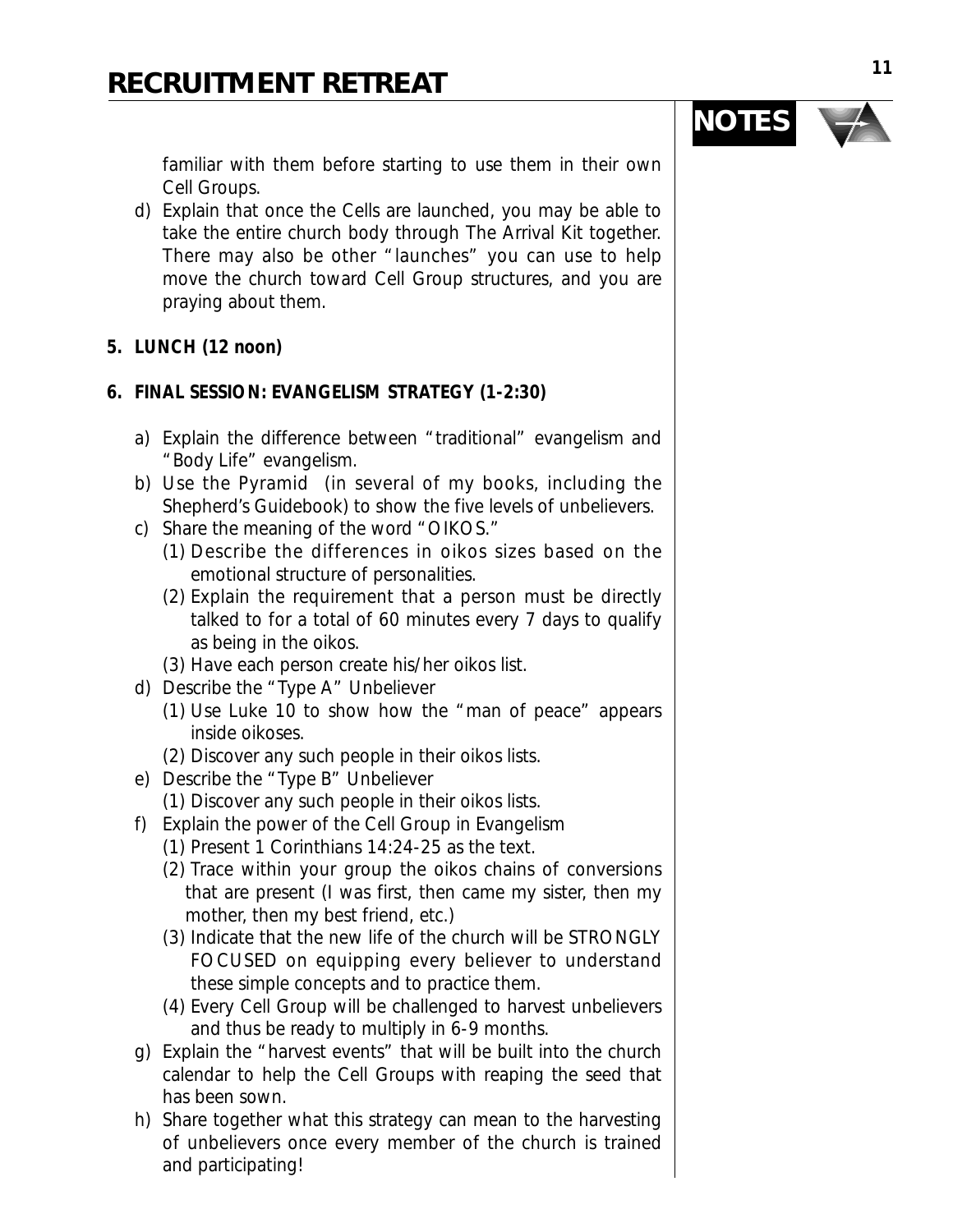familiar with them before starting to use them in their own Cell Groups.

d) Explain that once the Cells are launched, you may be able to take the entire church body through The Arrival Kit together. There may also be other "launches" you can use to help move the church toward Cell Group structures, and you are praying about them.

**5. LUNCH (12 noon)**

**6. FINAL SESSION: EVANGELISM STRATEGY (1-2:30)**

a) Explain the difference between "traditional" evangelism and "Body Life" evangelism.

b) Use the Pyramid (in several of my books, including the Shepherd's Guidebook) to show the five levels of unbelievers.

c) Share the meaning of the word "OIKOS."
   - (1) Describe the differences in oikos sizes based on the emotional structure of personalities.
   - (2) Explain the requirement that a person must be directly talked to for a total of 60 minutes every 7 days to qualify as being in the oikos.
   - (3) Have each person create his/her oikos list.

d) Describe the "Type A" Unbeliever
   - (1) Use Luke 10 to show how the "man of peace" appears inside oikoses.
   - (2) Discover any such people in their oikos lists.

e) Describe the "Type B" Unbeliever
   - (1) Discover any such people in their oikos lists.

f) Explain the power of the Cell Group in Evangelism
   - (1) Present 1 Corinthians 14:24-25 as the text.
   - (2) Trace within your group the oikos chains of conversions that are present (I was first, then came my sister, then my mother, then my best friend, etc.)
   - (3) Indicate that the new life of the church will be STRONGLY FOCUSED on equipping every believer to understand these simple concepts and to practice them.
   - (4) Every Cell Group will be challenged to harvest unbelievers and thus be ready to multiply in 6-9 months.

g) Explain the "harvest events" that will be built into the church calendar to help the Cell Groups with reaping the seed that has been sown.

h) Share together what this strategy can mean to the harvesting of unbelievers once every member of the church is trained and participating!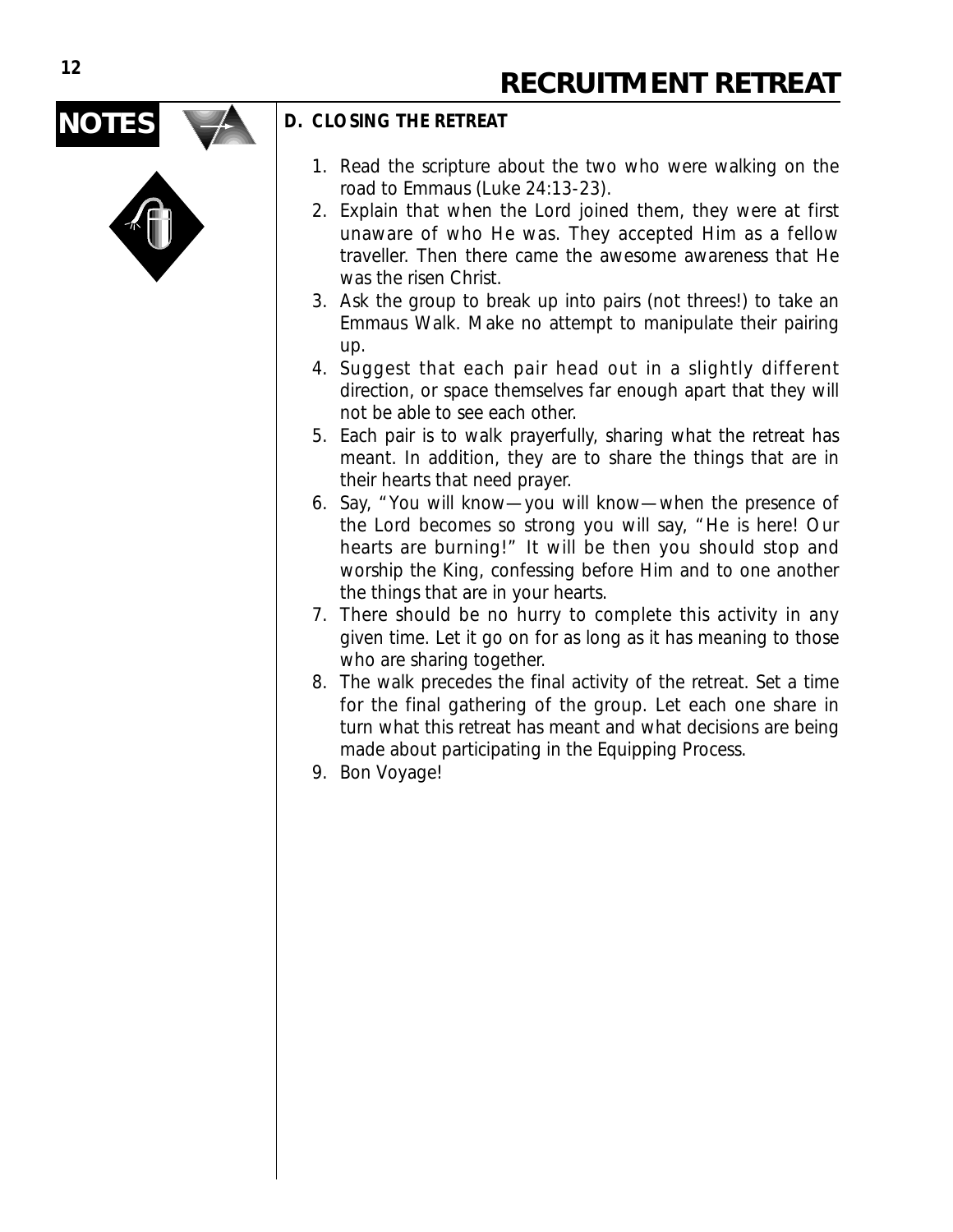## D. CLOSING THE RETREAT

1. Read the scripture about the two who were walking on the road to Emmaus (Luke 24:13-23).
2. Explain that when the Lord joined them, they were at first unaware of who He was. They accepted Him as a fellow traveller. Then there came the awesome awareness that He was the risen Christ.
3. Ask the group to break up into pairs (not threes!) to take an Emmaus Walk. Make no attempt to manipulate their pairing up.
4. Suggest that each pair head out in a slightly different direction, or space themselves far enough apart that they will not be able to see each other.
5. Each pair is to walk prayerfully, sharing what the retreat has meant. In addition, they are to share the things that are in their hearts that need prayer.
6. Say, "You will know—you will know—when the presence of the Lord becomes so strong you will say, "He is here! Our hearts are burning!" It will be then you should stop and worship the King, confessing before Him and to one another the things that are in your hearts.
7. There should be no hurry to complete this activity in any given time. Let it go on for as long as it has meaning to those who are sharing together.
8. The walk precedes the final activity of the retreat. Set a time for the final gathering of the group. Let each one share in turn what this retreat has meant and what decisions are being made about participating in the Equipping Process.
9. Bon Voyage!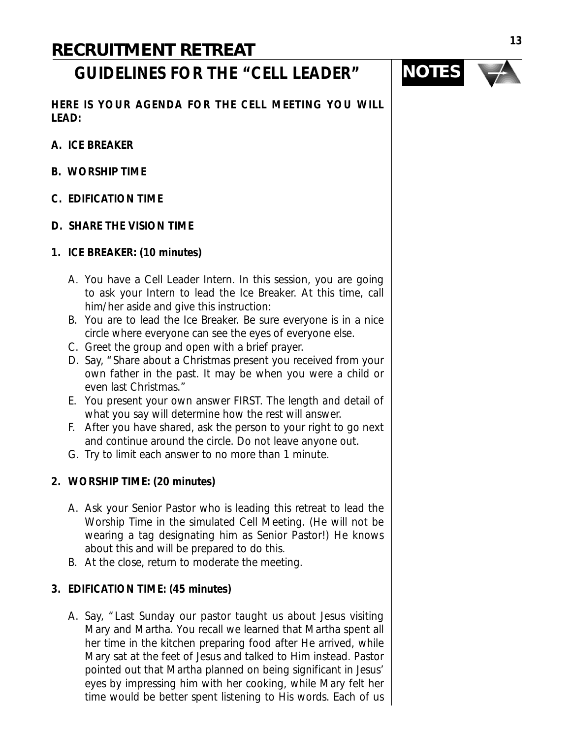# RECRUITMENT RETREAT

## GUIDELINES FOR THE "CELL LEADER"

**NOTES**

**HERE IS YOUR AGENDA FOR THE CELL MEETING YOU WILL LEAD:**

**A. ICE BREAKER**

**B. WORSHIP TIME**

**C. EDIFICATION TIME**

**D. SHARE THE VISION TIME**

**1. ICE BREAKER: (10 minutes)**

A. You have a Cell Leader Intern. In this session, you are going to ask your Intern to lead the Ice Breaker. At this time, call him/her aside and give this instruction:
B. You are to lead the Ice Breaker. Be sure everyone is in a nice circle where everyone can see the eyes of everyone else.
C. Greet the group and open with a brief prayer.
D. Say, "Share about a Christmas present you received from your own father in the past. It may be when you were a child or even last Christmas."
E. You present your own answer FIRST. The length and detail of what you say will determine how the rest will answer.
F. After you have shared, ask the person to your right to go next and continue around the circle. Do not leave anyone out.
G. Try to limit each answer to no more than 1 minute.

**2. WORSHIP TIME: (20 minutes)**

A. Ask your Senior Pastor who is leading this retreat to lead the Worship Time in the simulated Cell Meeting. (He will not be wearing a tag designating him as Senior Pastor!) He knows about this and will be prepared to do this.
B. At the close, return to moderate the meeting.

**3. EDIFICATION TIME: (45 minutes)**

A. Say, "Last Sunday our pastor taught us about Jesus visiting Mary and Martha. You recall we learned that Martha spent all her time in the kitchen preparing food after He arrived, while Mary sat at the feet of Jesus and talked to Him instead. Pastor pointed out that Martha planned on being significant in Jesus' eyes by impressing him with her cooking, while Mary felt her time would be better spent listening to His words. Each of us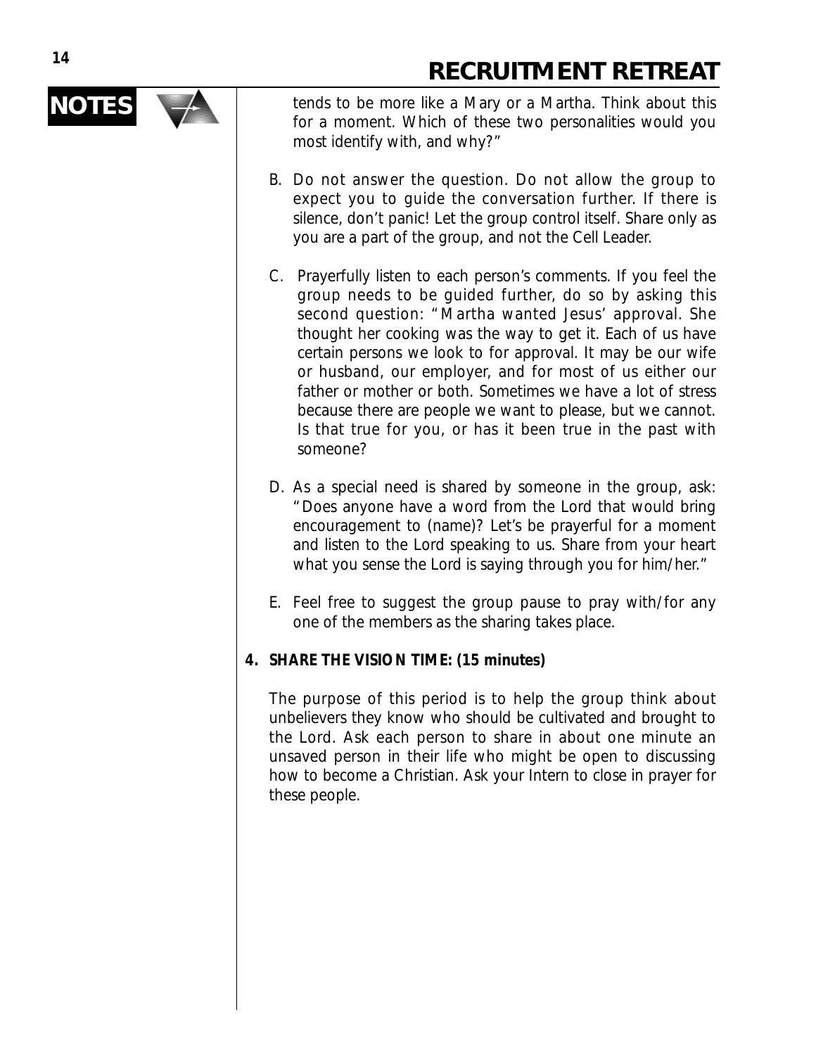tends to be more like a Mary or a Martha. Think about this for a moment. Which of these two personalities would you most identify with, and why?"

B. Do not answer the question. Do not allow the group to expect you to guide the conversation further. If there is silence, don't panic! Let the group control itself. Share only as you are a part of the group, and not the Cell Leader.

C. Prayerfully listen to each person's comments. If you feel the group needs to be guided further, do so by asking this second question: "Martha wanted Jesus' approval. She thought her cooking was the way to get it. Each of us have certain persons we look to for approval. It may be our wife or husband, our employer, and for most of us either our father or mother or both. Sometimes we have a lot of stress because there are people we want to please, but we cannot. Is that true for you, or has it been true in the past with someone?

D. As a special need is shared by someone in the group, ask: "Does anyone have a word from the Lord that would bring encouragement to (name)? Let's be prayerful for a moment and listen to the Lord speaking to us. Share from your heart what you sense the Lord is saying through you for him/her."

E. Feel free to suggest the group pause to pray with/for any one of the members as the sharing takes place.

**4. SHARE THE VISION TIME: (15 minutes)**

The purpose of this period is to help the group think about unbelievers they know who should be cultivated and brought to the Lord. Ask each person to share in about one minute an unsaved person in their life who might be open to discussing how to become a Christian. Ask your Intern to close in prayer for these people.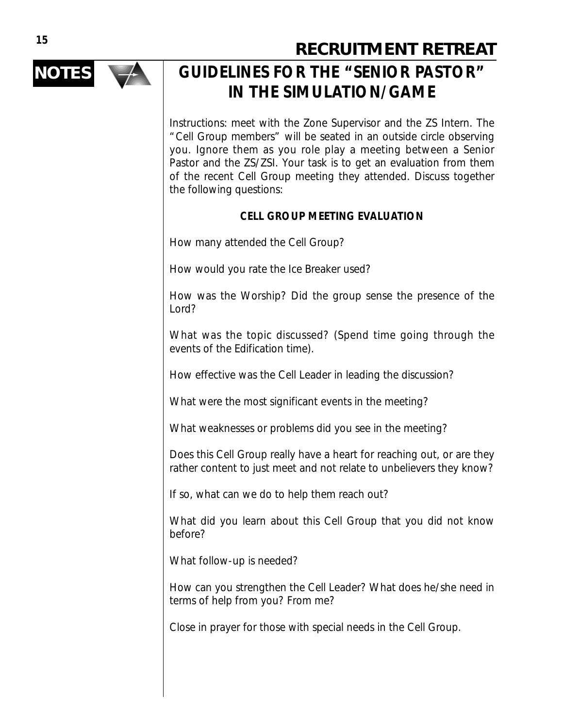# GUIDELINES FOR THE "SENIOR PASTOR" IN THE SIMULATION/GAME

Instructions: meet with the Zone Supervisor and the ZS Intern. The "Cell Group members" will be seated in an outside circle observing you. Ignore them as you role play a meeting between a Senior Pastor and the ZS/ZSI. Your task is to get an evaluation from them of the recent Cell Group meeting they attended. Discuss together the following questions:

### CELL GROUP MEETING EVALUATION

How many attended the Cell Group?

How would you rate the Ice Breaker used?

How was the Worship? Did the group sense the presence of the Lord?

What was the topic discussed? (Spend time going through the events of the Edification time).

How effective was the Cell Leader in leading the discussion?

What were the most significant events in the meeting?

What weaknesses or problems did you see in the meeting?

Does this Cell Group really have a heart for reaching out, or are they rather content to just meet and not relate to unbelievers they know?

If so, what can we do to help them reach out?

What did you learn about this Cell Group that you did not know before?

What follow-up is needed?

How can you strengthen the Cell Leader? What does he/she need in terms of help from you? From me?

Close in prayer for those with special needs in the Cell Group.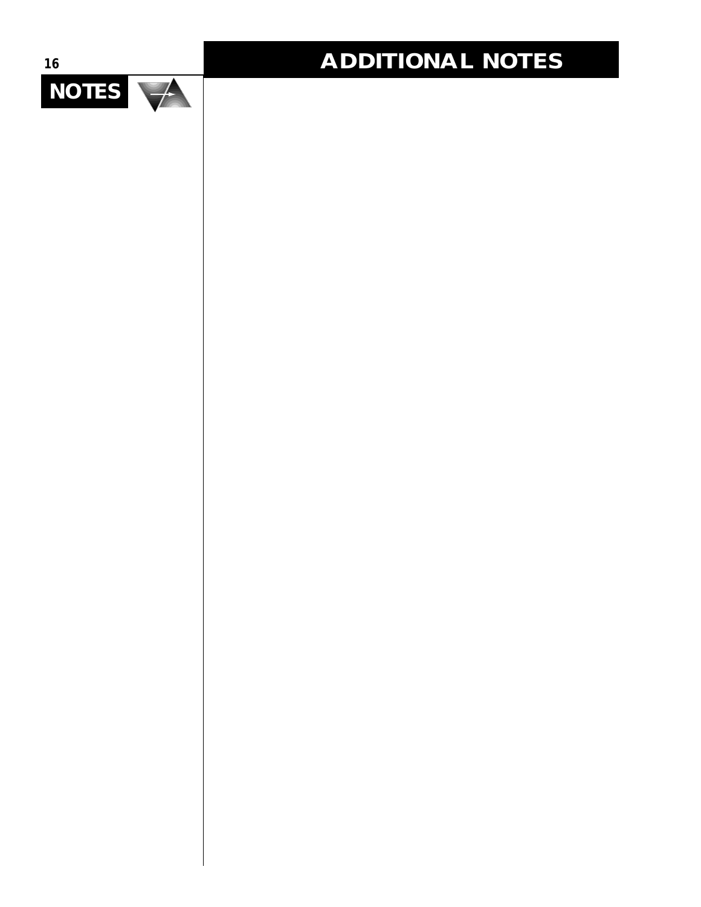# ADDITIONAL NOTES

**NOTES**